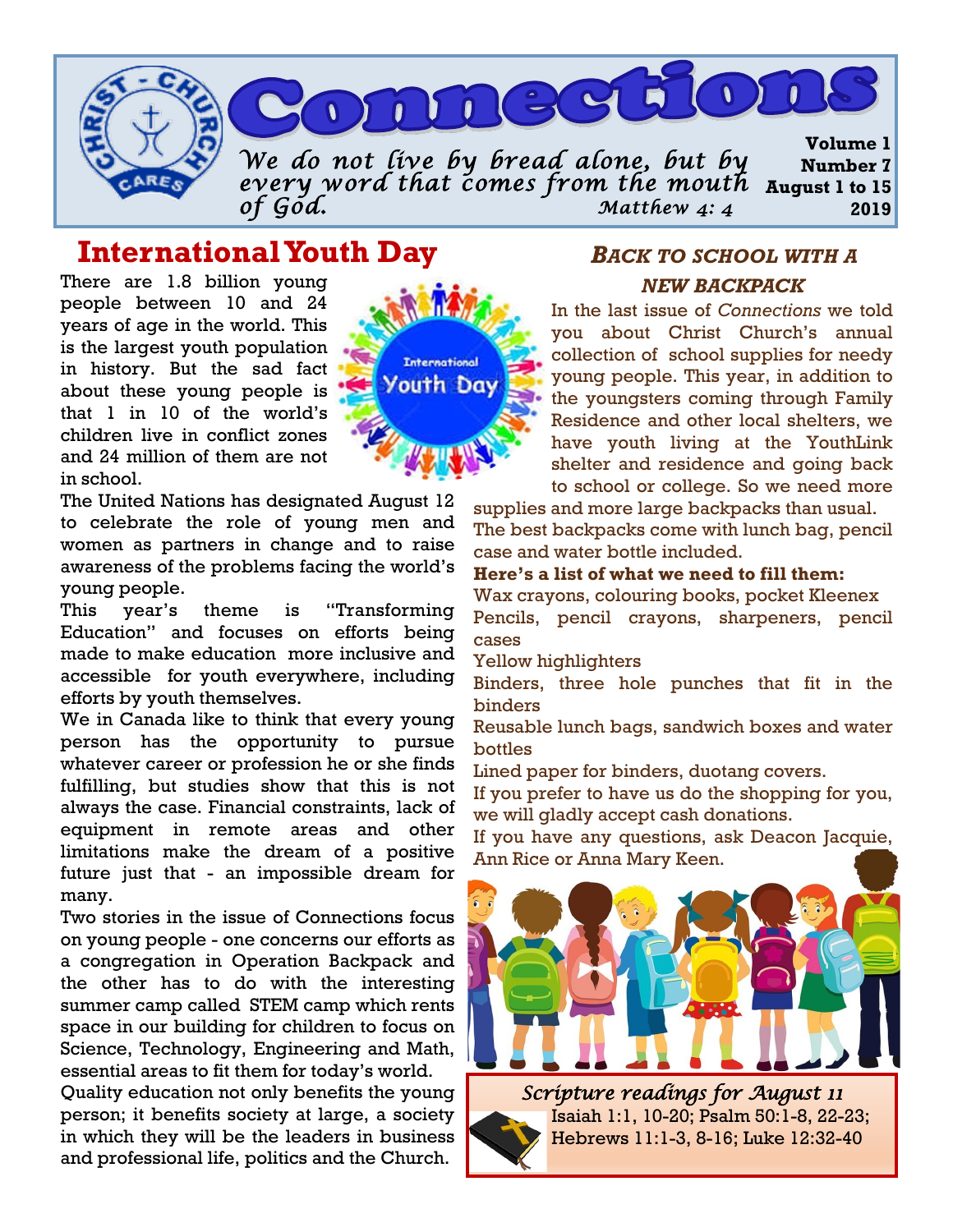# Connections

*We do not live by bread alone, but by every word that comes from the mouth of God.* *Matthew 4: 4*

**Volume 1**
**Number 7**
**August 1 to 15**
**2019**

## International Youth Day

There are 1.8 billion young people between 10 and 24 years of age in the world. This is the largest youth population in history. But the sad fact about these young people is that 1 in 10 of the world's children live in conflict zones and 24 million of them are not in school.

The United Nations has designated August 12 to celebrate the role of young men and women as partners in change and to raise awareness of the problems facing the world's young people.

This year's theme is "Transforming Education" and focuses on efforts being made to make education more inclusive and accessible for youth everywhere, including efforts by youth themselves.

We in Canada like to think that every young person has the opportunity to pursue whatever career or profession he or she finds fulfilling, but studies show that this is not always the case. Financial constraints, lack of equipment in remote areas and other limitations make the dream of a positive future just that - an impossible dream for many.

Two stories in the issue of Connections focus on young people - one concerns our efforts as a congregation in Operation Backpack and the other has to do with the interesting summer camp called STEM camp which rents space in our building for children to focus on Science, Technology, Engineering and Math, essential areas to fit them for today's world.

Quality education not only benefits the young person; it benefits society at large, a society in which they will be the leaders in business and professional life, politics and the Church.

## *Back to School with a New Backpack*

In the last issue of *Connections* we told you about Christ Church's annual collection of school supplies for needy young people. This year, in addition to the youngsters coming through Family Residence and other local shelters, we have youth living at the YouthLink shelter and residence and going back to school or college. So we need more supplies and more large backpacks than usual.

The best backpacks come with lunch bag, pencil case and water bottle included.

**Here's a list of what we need to fill them:**

Wax crayons, colouring books, pocket Kleenex
Pencils, pencil crayons, sharpeners, pencil cases
Yellow highlighters
Binders, three hole punches that fit in the binders
Reusable lunch bags, sandwich boxes and water bottles
Lined paper for binders, duotang covers.

If you prefer to have us do the shopping for you, we will gladly accept cash donations.

If you have any questions, ask Deacon Jacquie, Ann Rice or Anna Mary Keen.

### *Scripture readings for August 11*

Isaiah 1:1, 10-20; Psalm 50:1-8, 22-23; Hebrews 11:1-3, 8-16; Luke 12:32-40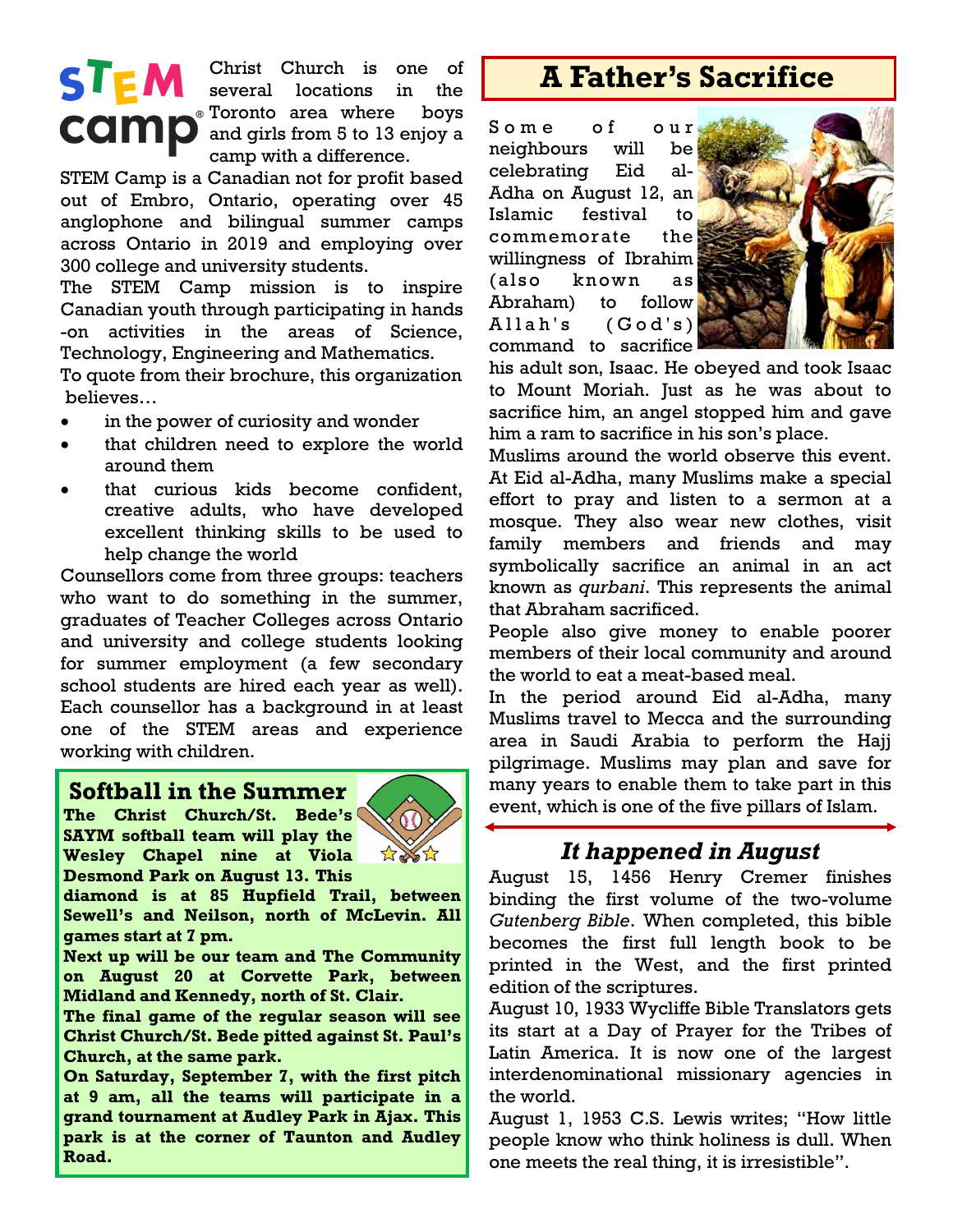**STEM camp**

Christ Church is one of several locations in the Toronto area where boys and girls from 5 to 13 enjoy a camp with a difference.

STEM Camp is a Canadian not for profit based out of Embro, Ontario, operating over 45 anglophone and bilingual summer camps across Ontario in 2019 and employing over 300 college and university students.

The STEM Camp mission is to inspire Canadian youth through participating in hands-on activities in the areas of Science, Technology, Engineering and Mathematics.

To quote from their brochure, this organization believes…

- in the power of curiosity and wonder
- that children need to explore the world around them
- that curious kids become confident, creative adults, who have developed excellent thinking skills to be used to help change the world

Counsellors come from three groups: teachers who want to do something in the summer, graduates of Teacher Colleges across Ontario and university and college students looking for summer employment (a few secondary school students are hired each year as well). Each counsellor has a background in at least one of the STEM areas and experience working with children.

## Softball in the Summer

**The Christ Church/St. Bede's SAYM softball team will play the Wesley Chapel nine at Viola Desmond Park on August 13. This diamond is at 85 Hupfield Trail, between Sewell's and Neilson, north of McLevin. All games start at 7 pm.**

**Next up will be our team and The Community on August 20 at Corvette Park, between Midland and Kennedy, north of St. Clair.**

**The final game of the regular season will see Christ Church/St. Bede pitted against St. Paul's Church, at the same park.**

**On Saturday, September 7, with the first pitch at 9 am, all the teams will participate in a grand tournament at Audley Park in Ajax. This park is at the corner of Taunton and Audley Road.**

## A Father's Sacrifice

Some of our neighbours will be celebrating Eid al-Adha on August 12, an Islamic festival to commemorate the willingness of Ibrahim (also known as Abraham) to follow Allah's (God's) command to sacrifice his adult son, Isaac. He obeyed and took Isaac to Mount Moriah. Just as he was about to sacrifice him, an angel stopped him and gave him a ram to sacrifice in his son's place.

Muslims around the world observe this event. At Eid al-Adha, many Muslims make a special effort to pray and listen to a sermon at a mosque. They also wear new clothes, visit family members and friends and may symbolically sacrifice an animal in an act known as *qurbani*. This represents the animal that Abraham sacrificed.

People also give money to enable poorer members of their local community and around the world to eat a meat-based meal.

In the period around Eid al-Adha, many Muslims travel to Mecca and the surrounding area in Saudi Arabia to perform the Hajj pilgrimage. Muslims may plan and save for many years to enable them to take part in this event, which is one of the five pillars of Islam.

## *It happened in August*

August 15, 1456 Henry Cremer finishes binding the first volume of the two-volume *Gutenberg Bible*. When completed, this bible becomes the first full length book to be printed in the West, and the first printed edition of the scriptures.

August 10, 1933 Wycliffe Bible Translators gets its start at a Day of Prayer for the Tribes of Latin America. It is now one of the largest interdenominational missionary agencies in the world.

August 1, 1953 C.S. Lewis writes; "How little people know who think holiness is dull. When one meets the real thing, it is irresistible".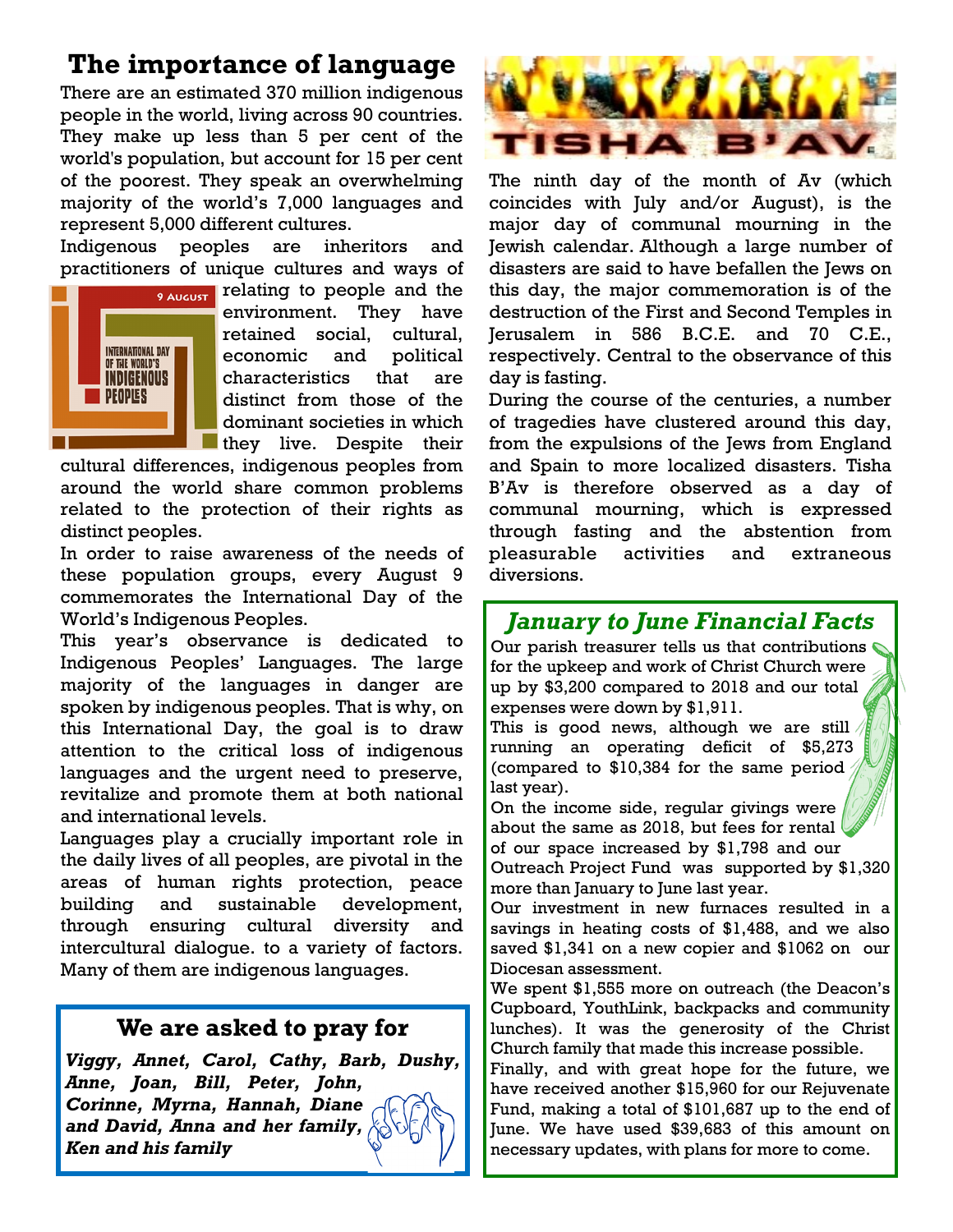## The importance of language

There are an estimated 370 million indigenous people in the world, living across 90 countries. They make up less than 5 per cent of the world's population, but account for 15 per cent of the poorest. They speak an overwhelming majority of the world's 7,000 languages and represent 5,000 different cultures.

Indigenous peoples are inheritors and practitioners of unique cultures and ways of relating to people and the environment. They have retained social, cultural, economic and political characteristics that are distinct from those of the dominant societies in which they live. Despite their cultural differences, indigenous peoples from around the world share common problems related to the protection of their rights as distinct peoples.

In order to raise awareness of the needs of these population groups, every August 9 commemorates the International Day of the World's Indigenous Peoples.

This year's observance is dedicated to Indigenous Peoples' Languages. The large majority of the languages in danger are spoken by indigenous peoples. That is why, on this International Day, the goal is to draw attention to the critical loss of indigenous languages and the urgent need to preserve, revitalize and promote them at both national and international levels.

Languages play a crucially important role in the daily lives of all peoples, are pivotal in the areas of human rights protection, peace building and sustainable development, through ensuring cultural diversity and intercultural dialogue. to a variety of factors. Many of them are indigenous languages.

## We are asked to pray for

***Viggy, Annet, Carol, Cathy, Barb, Dushy, Anne, Joan, Bill, Peter, John, Corinne, Myrna, Hannah, Diane and David, Anna and her family, Ken and his family***

## TISHA B'AV

The ninth day of the month of Av (which coincides with July and/or August), is the major day of communal mourning in the Jewish calendar. Although a large number of disasters are said to have befallen the Jews on this day, the major commemoration is of the destruction of the First and Second Temples in Jerusalem in 586 B.C.E. and 70 C.E., respectively. Central to the observance of this day is fasting.

During the course of the centuries, a number of tragedies have clustered around this day, from the expulsions of the Jews from England and Spain to more localized disasters. Tisha B'Av is therefore observed as a day of communal mourning, which is expressed through fasting and the abstention from pleasurable activities and extraneous diversions.

## *January to June Financial Facts*

Our parish treasurer tells us that contributions for the upkeep and work of Christ Church were up by $3,200 compared to 2018 and our total expenses were down by $1,911.

This is good news, although we are still running an operating deficit of $5,273 (compared to $10,384 for the same period last year).

On the income side, regular givings were about the same as 2018, but fees for rental of our space increased by $1,798 and our Outreach Project Fund was supported by $1,320 more than January to June last year.

Our investment in new furnaces resulted in a savings in heating costs of $1,488, and we also saved $1,341 on a new copier and $1062 on our Diocesan assessment.

We spent $1,555 more on outreach (the Deacon's Cupboard, YouthLink, backpacks and community lunches). It was the generosity of the Christ Church family that made this increase possible.

Finally, and with great hope for the future, we have received another $15,960 for our Rejuvenate Fund, making a total of $101,687 up to the end of June. We have used $39,683 of this amount on necessary updates, with plans for more to come.